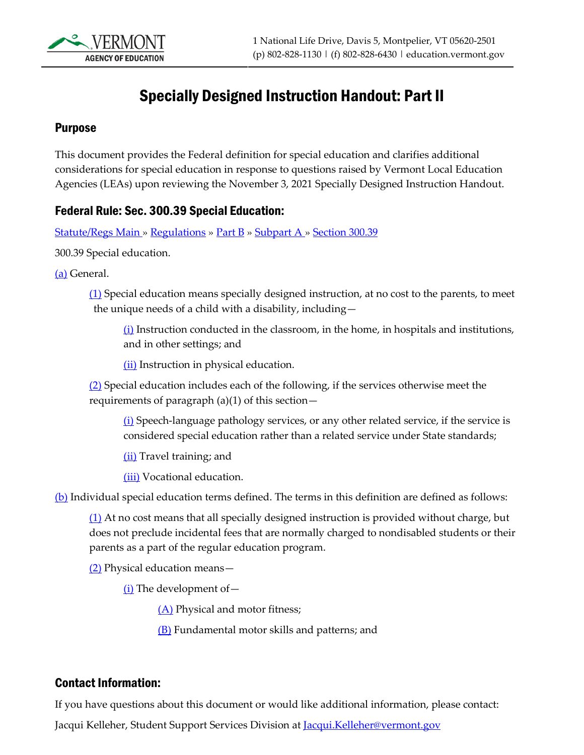1 National Life Drive, Davis 5, Montpelier, VT 05620-2501
(p) 802-828-1130 | (f) 802-828-6430 | education.vermont.gov

# Specially Designed Instruction Handout: Part II

## Purpose

This document provides the Federal definition for special education and clarifies additional considerations for special education in response to questions raised by Vermont Local Education Agencies (LEAs) upon reviewing the November 3, 2021 Specially Designed Instruction Handout.

## Federal Rule: Sec. 300.39 Special Education:

Statute/Regs Main » Regulations » Part B » Subpart A » Section 300.39

300.39 Special education.

(a) General.

(1) Special education means specially designed instruction, at no cost to the parents, to meet the unique needs of a child with a disability, including—

(i) Instruction conducted in the classroom, in the home, in hospitals and institutions, and in other settings; and

(ii) Instruction in physical education.

(2) Special education includes each of the following, if the services otherwise meet the requirements of paragraph (a)(1) of this section—

(i) Speech-language pathology services, or any other related service, if the service is considered special education rather than a related service under State standards;

(ii) Travel training; and

(iii) Vocational education.

(b) Individual special education terms defined. The terms in this definition are defined as follows:

(1) At no cost means that all specially designed instruction is provided without charge, but does not preclude incidental fees that are normally charged to nondisabled students or their parents as a part of the regular education program.

(2) Physical education means—

(i) The development of—

(A) Physical and motor fitness;

(B) Fundamental motor skills and patterns; and

## Contact Information:

If you have questions about this document or would like additional information, please contact:

Jacqui Kelleher, Student Support Services Division at Jacqui.Kelleher@vermont.gov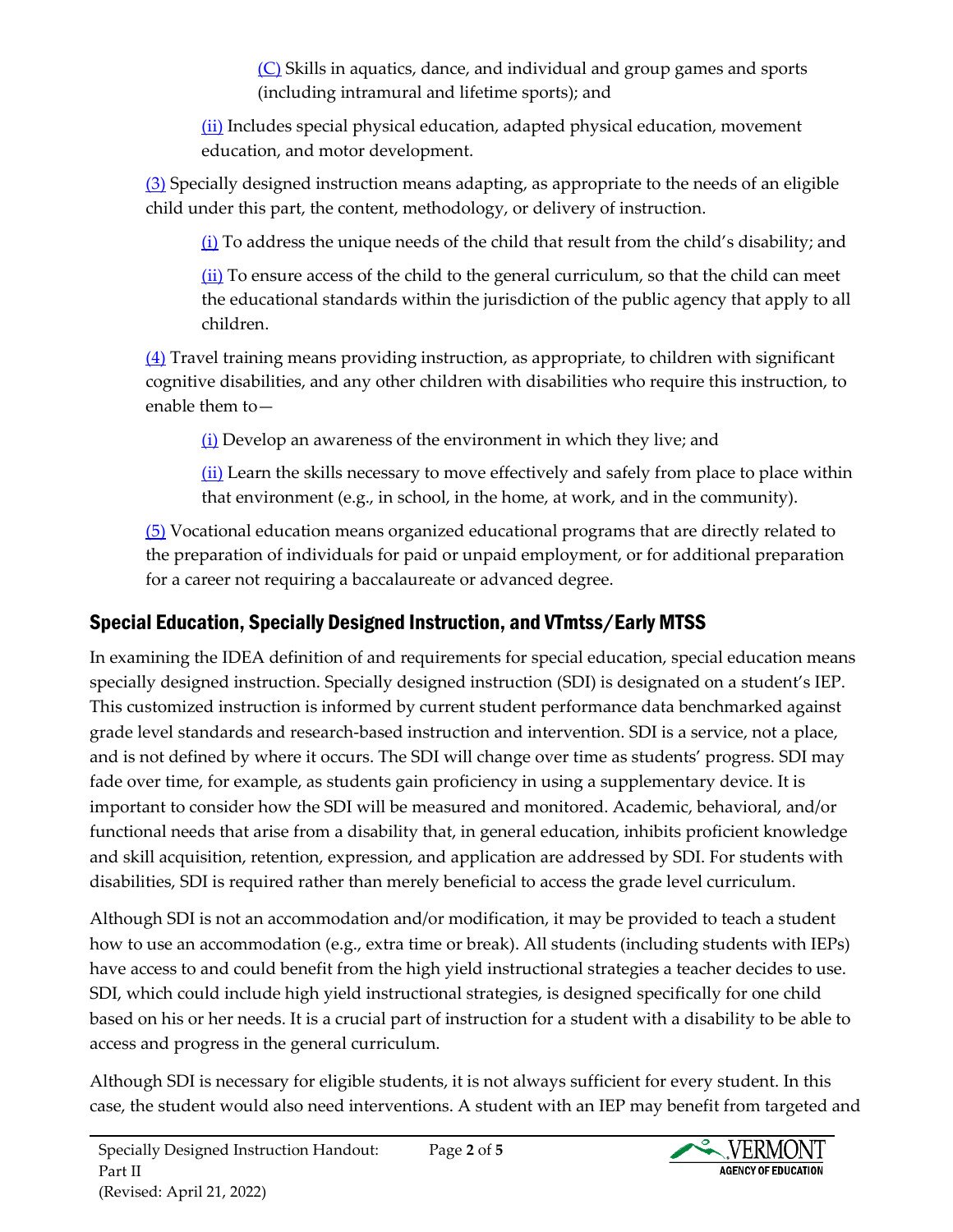(C) Skills in aquatics, dance, and individual and group games and sports (including intramural and lifetime sports); and

(ii) Includes special physical education, adapted physical education, movement education, and motor development.

(3) Specially designed instruction means adapting, as appropriate to the needs of an eligible child under this part, the content, methodology, or delivery of instruction.

(i) To address the unique needs of the child that result from the child's disability; and

(ii) To ensure access of the child to the general curriculum, so that the child can meet the educational standards within the jurisdiction of the public agency that apply to all children.

(4) Travel training means providing instruction, as appropriate, to children with significant cognitive disabilities, and any other children with disabilities who require this instruction, to enable them to—

(i) Develop an awareness of the environment in which they live; and

(ii) Learn the skills necessary to move effectively and safely from place to place within that environment (e.g., in school, in the home, at work, and in the community).

(5) Vocational education means organized educational programs that are directly related to the preparation of individuals for paid or unpaid employment, or for additional preparation for a career not requiring a baccalaureate or advanced degree.

## Special Education, Specially Designed Instruction, and VTmtss/Early MTSS

In examining the IDEA definition of and requirements for special education, special education means specially designed instruction. Specially designed instruction (SDI) is designated on a student's IEP. This customized instruction is informed by current student performance data benchmarked against grade level standards and research-based instruction and intervention. SDI is a service, not a place, and is not defined by where it occurs. The SDI will change over time as students' progress. SDI may fade over time, for example, as students gain proficiency in using a supplementary device. It is important to consider how the SDI will be measured and monitored. Academic, behavioral, and/or functional needs that arise from a disability that, in general education, inhibits proficient knowledge and skill acquisition, retention, expression, and application are addressed by SDI. For students with disabilities, SDI is required rather than merely beneficial to access the grade level curriculum.

Although SDI is not an accommodation and/or modification, it may be provided to teach a student how to use an accommodation (e.g., extra time or break). All students (including students with IEPs) have access to and could benefit from the high yield instructional strategies a teacher decides to use. SDI, which could include high yield instructional strategies, is designed specifically for one child based on his or her needs. It is a crucial part of instruction for a student with a disability to be able to access and progress in the general curriculum.

Although SDI is necessary for eligible students, it is not always sufficient for every student. In this case, the student would also need interventions. A student with an IEP may benefit from targeted and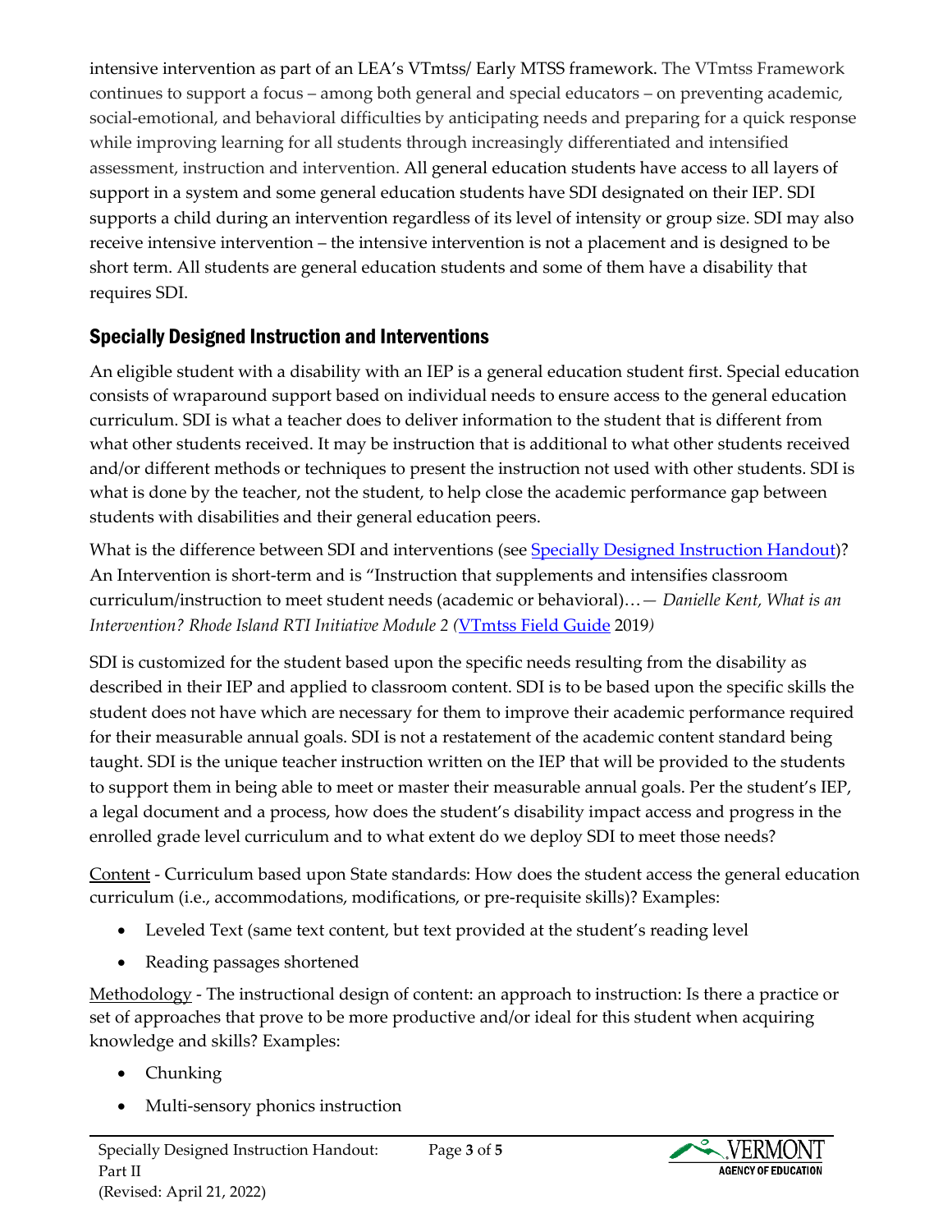intensive intervention as part of an LEA's VTmtss/ Early MTSS framework. The VTmtss Framework continues to support a focus – among both general and special educators – on preventing academic, social-emotional, and behavioral difficulties by anticipating needs and preparing for a quick response while improving learning for all students through increasingly differentiated and intensified assessment, instruction and intervention. All general education students have access to all layers of support in a system and some general education students have SDI designated on their IEP. SDI supports a child during an intervention regardless of its level of intensity or group size. SDI may also receive intensive intervention – the intensive intervention is not a placement and is designed to be short term. All students are general education students and some of them have a disability that requires SDI.

## Specially Designed Instruction and Interventions

An eligible student with a disability with an IEP is a general education student first. Special education consists of wraparound support based on individual needs to ensure access to the general education curriculum. SDI is what a teacher does to deliver information to the student that is different from what other students received. It may be instruction that is additional to what other students received and/or different methods or techniques to present the instruction not used with other students. SDI is what is done by the teacher, not the student, to help close the academic performance gap between students with disabilities and their general education peers.

What is the difference between SDI and interventions (see [Specially Designed Instruction Handout](#))? An Intervention is short-term and is "Instruction that supplements and intensifies classroom curriculum/instruction to meet student needs (academic or behavioral)…— *Danielle Kent, What is an Intervention? Rhode Island RTI Initiative Module 2 (*[VTmtss Field Guide](#) 2019*)*

SDI is customized for the student based upon the specific needs resulting from the disability as described in their IEP and applied to classroom content. SDI is to be based upon the specific skills the student does not have which are necessary for them to improve their academic performance required for their measurable annual goals. SDI is not a restatement of the academic content standard being taught. SDI is the unique teacher instruction written on the IEP that will be provided to the students to support them in being able to meet or master their measurable annual goals. Per the student's IEP, a legal document and a process, how does the student's disability impact access and progress in the enrolled grade level curriculum and to what extent do we deploy SDI to meet those needs?

<u>Content</u> - Curriculum based upon State standards: How does the student access the general education curriculum (i.e., accommodations, modifications, or pre-requisite skills)? Examples:

- Leveled Text (same text content, but text provided at the student's reading level
- Reading passages shortened

<u>Methodology</u> - The instructional design of content: an approach to instruction: Is there a practice or set of approaches that prove to be more productive and/or ideal for this student when acquiring knowledge and skills? Examples:

- Chunking
- Multi-sensory phonics instruction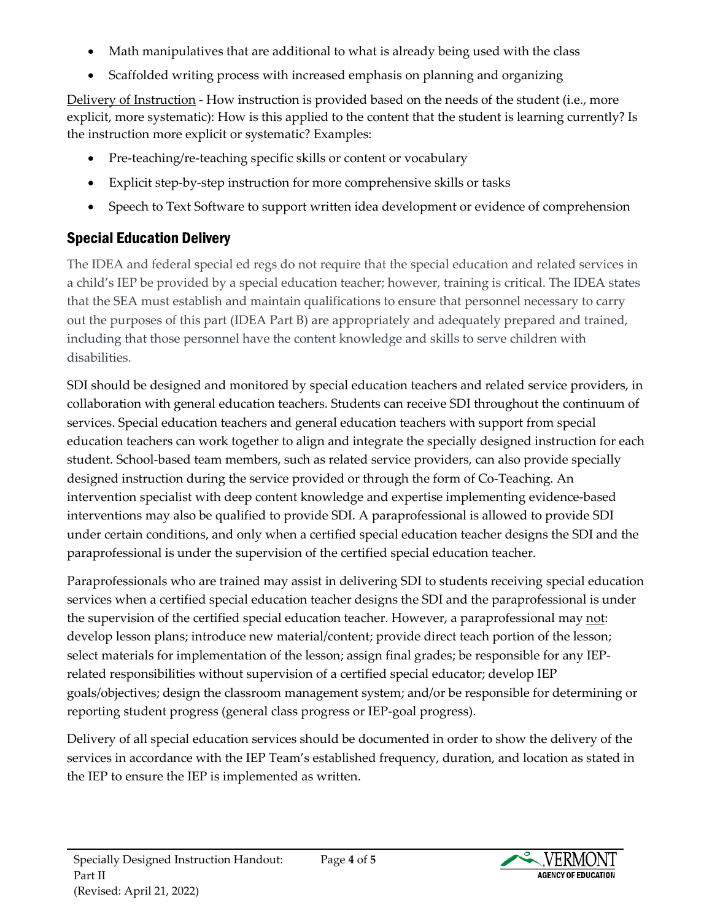- Math manipulatives that are additional to what is already being used with the class
- Scaffolded writing process with increased emphasis on planning and organizing

Delivery of Instruction - How instruction is provided based on the needs of the student (i.e., more explicit, more systematic): How is this applied to the content that the student is learning currently? Is the instruction more explicit or systematic? Examples:

- Pre-teaching/re-teaching specific skills or content or vocabulary
- Explicit step-by-step instruction for more comprehensive skills or tasks
- Speech to Text Software to support written idea development or evidence of comprehension

## Special Education Delivery

The IDEA and federal special ed regs do not require that the special education and related services in a child's IEP be provided by a special education teacher; however, training is critical. The IDEA states that the SEA must establish and maintain qualifications to ensure that personnel necessary to carry out the purposes of this part (IDEA Part B) are appropriately and adequately prepared and trained, including that those personnel have the content knowledge and skills to serve children with disabilities.

SDI should be designed and monitored by special education teachers and related service providers, in collaboration with general education teachers. Students can receive SDI throughout the continuum of services. Special education teachers and general education teachers with support from special education teachers can work together to align and integrate the specially designed instruction for each student. School-based team members, such as related service providers, can also provide specially designed instruction during the service provided or through the form of Co-Teaching. An intervention specialist with deep content knowledge and expertise implementing evidence-based interventions may also be qualified to provide SDI. A paraprofessional is allowed to provide SDI under certain conditions, and only when a certified special education teacher designs the SDI and the paraprofessional is under the supervision of the certified special education teacher.

Paraprofessionals who are trained may assist in delivering SDI to students receiving special education services when a certified special education teacher designs the SDI and the paraprofessional is under the supervision of the certified special education teacher. However, a paraprofessional may not: develop lesson plans; introduce new material/content; provide direct teach portion of the lesson; select materials for implementation of the lesson; assign final grades; be responsible for any IEP-related responsibilities without supervision of a certified special educator; develop IEP goals/objectives; design the classroom management system; and/or be responsible for determining or reporting student progress (general class progress or IEP-goal progress).

Delivery of all special education services should be documented in order to show the delivery of the services in accordance with the IEP Team's established frequency, duration, and location as stated in the IEP to ensure the IEP is implemented as written.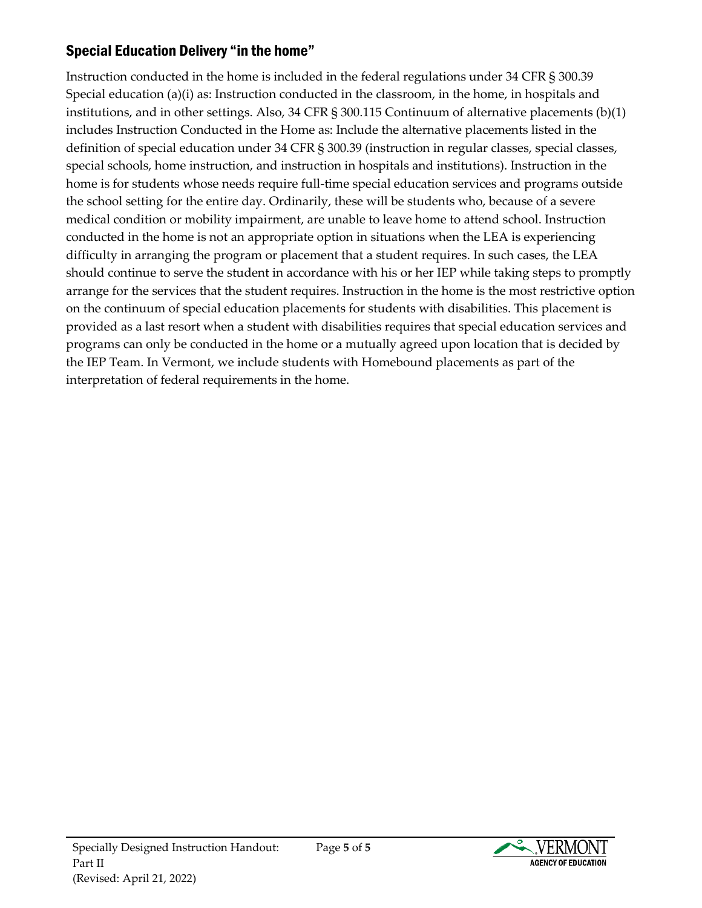## Special Education Delivery "in the home"

Instruction conducted in the home is included in the federal regulations under 34 CFR § 300.39 Special education (a)(i) as: Instruction conducted in the classroom, in the home, in hospitals and institutions, and in other settings. Also, 34 CFR § 300.115 Continuum of alternative placements (b)(1) includes Instruction Conducted in the Home as: Include the alternative placements listed in the definition of special education under 34 CFR § 300.39 (instruction in regular classes, special classes, special schools, home instruction, and instruction in hospitals and institutions). Instruction in the home is for students whose needs require full-time special education services and programs outside the school setting for the entire day. Ordinarily, these will be students who, because of a severe medical condition or mobility impairment, are unable to leave home to attend school. Instruction conducted in the home is not an appropriate option in situations when the LEA is experiencing difficulty in arranging the program or placement that a student requires. In such cases, the LEA should continue to serve the student in accordance with his or her IEP while taking steps to promptly arrange for the services that the student requires. Instruction in the home is the most restrictive option on the continuum of special education placements for students with disabilities. This placement is provided as a last resort when a student with disabilities requires that special education services and programs can only be conducted in the home or a mutually agreed upon location that is decided by the IEP Team. In Vermont, we include students with Homebound placements as part of the interpretation of federal requirements in the home.